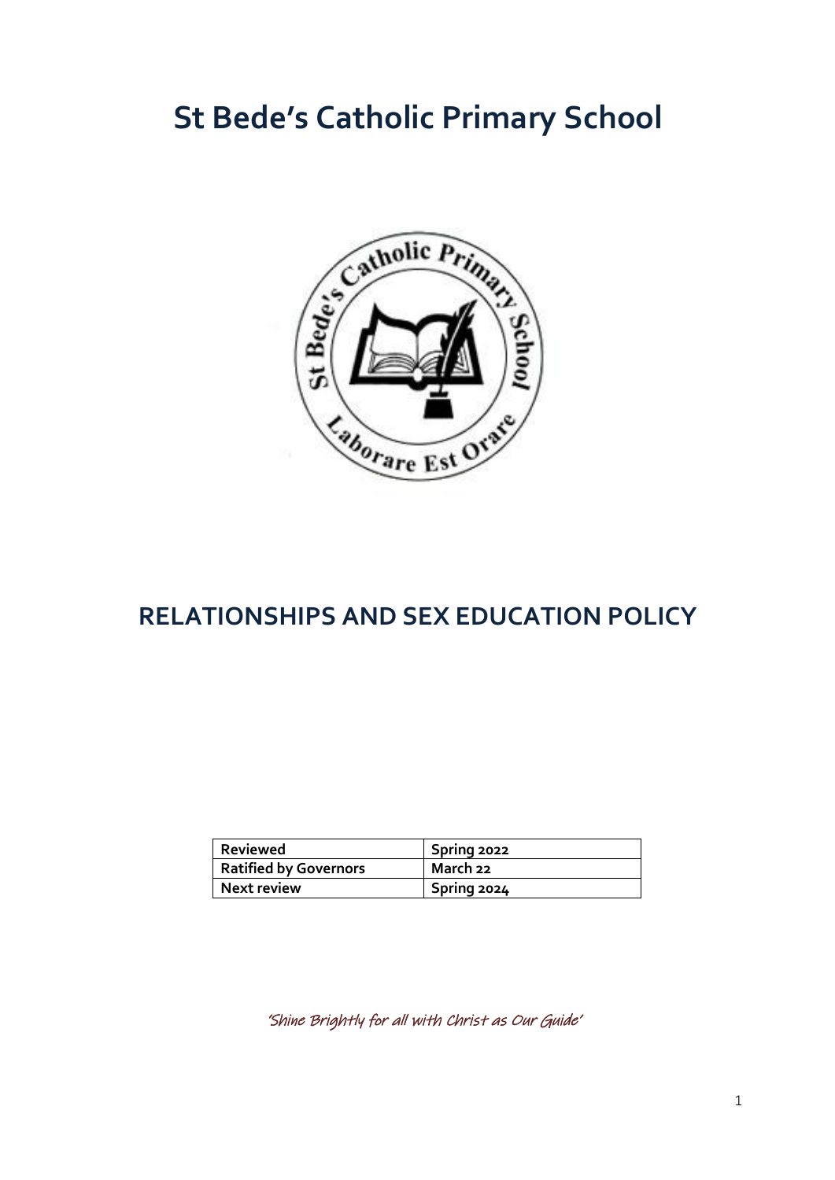# St Bede's Catholic Primary School

## RELATIONSHIPS AND SEX EDUCATION POLICY

| Reviewed | Spring 2022 |
|---|---|
| Ratified by Governors | March 22 |
| Next review | Spring 2024 |

*'Shine Brightly for all with Christ as Our Guide'*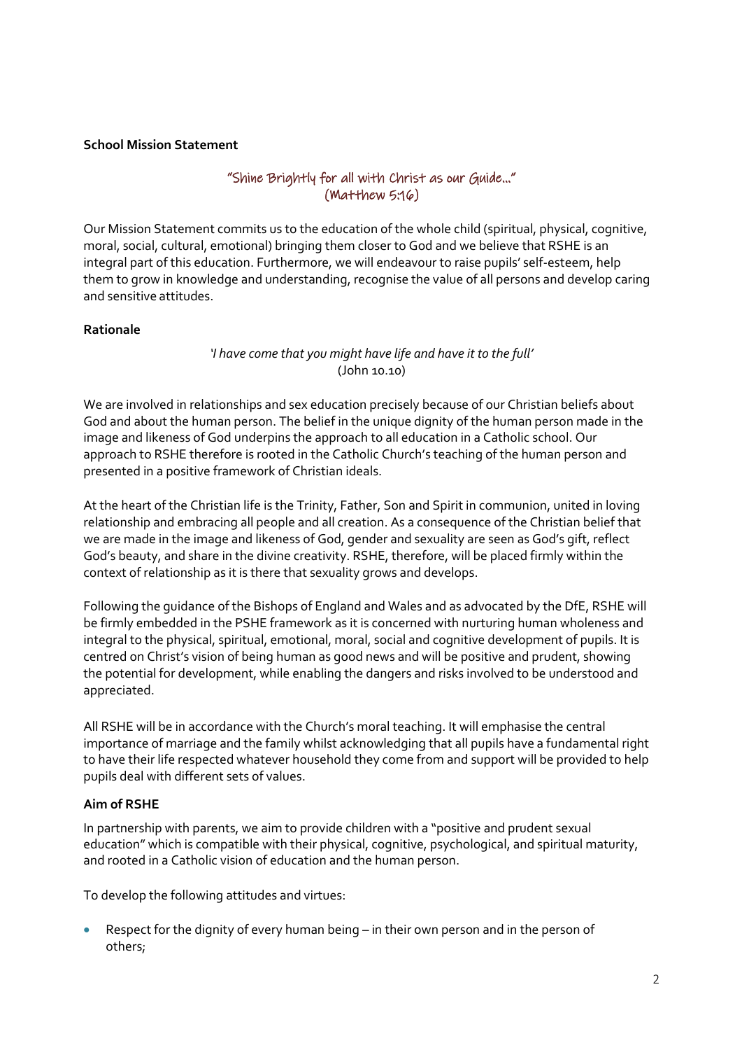**School Mission Statement**

"Shine Brightly for all with Christ as our Guide..."
(Matthew 5:16)

Our Mission Statement commits us to the education of the whole child (spiritual, physical, cognitive, moral, social, cultural, emotional) bringing them closer to God and we believe that RSHE is an integral part of this education. Furthermore, we will endeavour to raise pupils' self-esteem, help them to grow in knowledge and understanding, recognise the value of all persons and develop caring and sensitive attitudes.

**Rationale**

*'I have come that you might have life and have it to the full'*
(John 10.10)

We are involved in relationships and sex education precisely because of our Christian beliefs about God and about the human person. The belief in the unique dignity of the human person made in the image and likeness of God underpins the approach to all education in a Catholic school. Our approach to RSHE therefore is rooted in the Catholic Church's teaching of the human person and presented in a positive framework of Christian ideals.

At the heart of the Christian life is the Trinity, Father, Son and Spirit in communion, united in loving relationship and embracing all people and all creation. As a consequence of the Christian belief that we are made in the image and likeness of God, gender and sexuality are seen as God's gift, reflect God's beauty, and share in the divine creativity. RSHE, therefore, will be placed firmly within the context of relationship as it is there that sexuality grows and develops.

Following the guidance of the Bishops of England and Wales and as advocated by the DfE, RSHE will be firmly embedded in the PSHE framework as it is concerned with nurturing human wholeness and integral to the physical, spiritual, emotional, moral, social and cognitive development of pupils. It is centred on Christ's vision of being human as good news and will be positive and prudent, showing the potential for development, while enabling the dangers and risks involved to be understood and appreciated.

All RSHE will be in accordance with the Church's moral teaching. It will emphasise the central importance of marriage and the family whilst acknowledging that all pupils have a fundamental right to have their life respected whatever household they come from and support will be provided to help pupils deal with different sets of values.

**Aim of RSHE**

In partnership with parents, we aim to provide children with a "positive and prudent sexual education" which is compatible with their physical, cognitive, psychological, and spiritual maturity, and rooted in a Catholic vision of education and the human person.

To develop the following attitudes and virtues:

- Respect for the dignity of every human being – in their own person and in the person of others;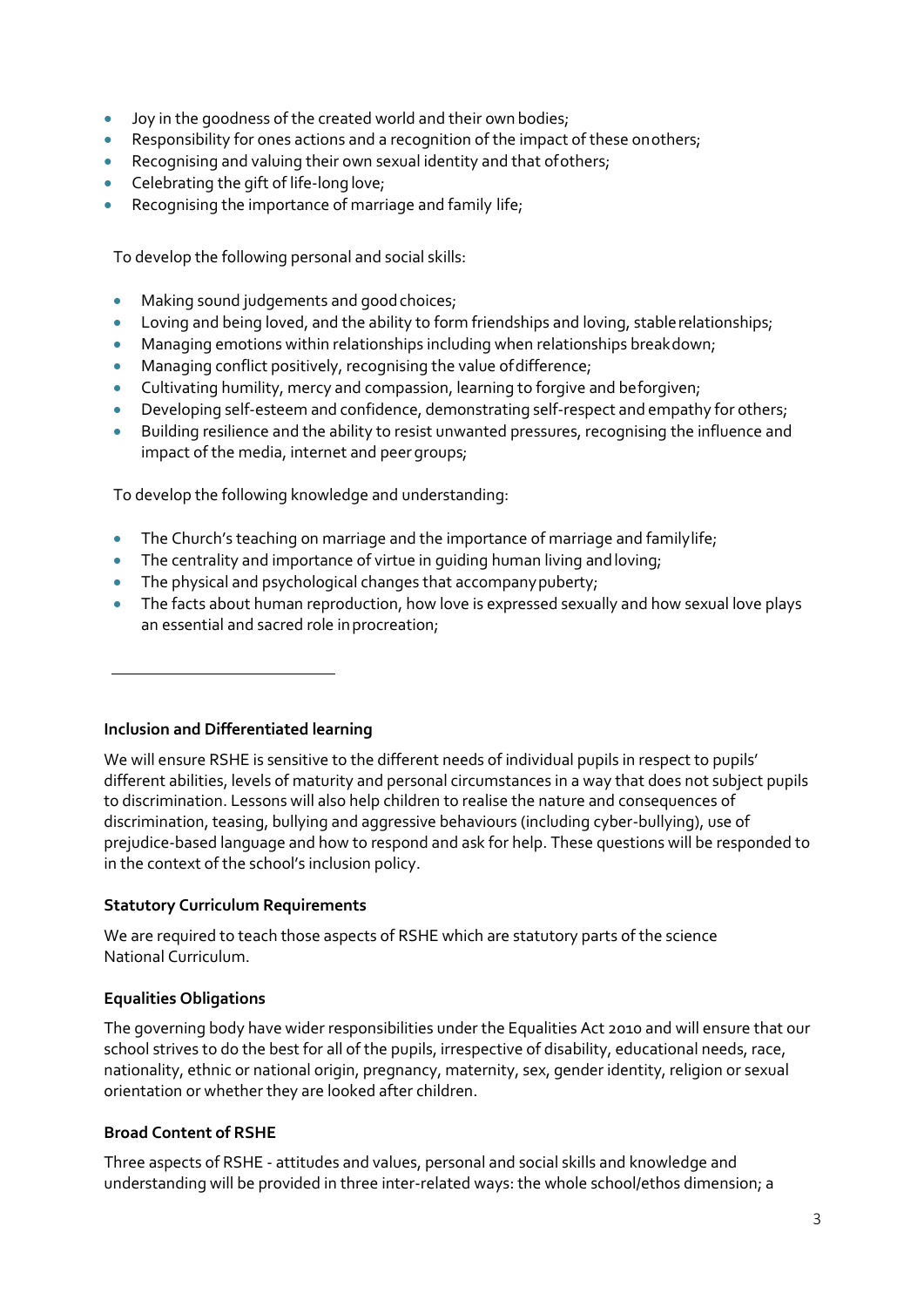- Joy in the goodness of the created world and their own bodies;
- Responsibility for ones actions and a recognition of the impact of these on others;
- Recognising and valuing their own sexual identity and that of others;
- Celebrating the gift of life-long love;
- Recognising the importance of marriage and family life;

To develop the following personal and social skills:

- Making sound judgements and good choices;
- Loving and being loved, and the ability to form friendships and loving, stable relationships;
- Managing emotions within relationships including when relationships break down;
- Managing conflict positively, recognising the value of difference;
- Cultivating humility, mercy and compassion, learning to forgive and be forgiven;
- Developing self-esteem and confidence, demonstrating self-respect and empathy for others;
- Building resilience and the ability to resist unwanted pressures, recognising the influence and impact of the media, internet and peer groups;

To develop the following knowledge and understanding:

- The Church's teaching on marriage and the importance of marriage and family life;
- The centrality and importance of virtue in guiding human living and loving;
- The physical and psychological changes that accompany puberty;
- The facts about human reproduction, how love is expressed sexually and how sexual love plays an essential and sacred role in procreation;

---

**Inclusion and Differentiated learning**

We will ensure RSHE is sensitive to the different needs of individual pupils in respect to pupils' different abilities, levels of maturity and personal circumstances in a way that does not subject pupils to discrimination. Lessons will also help children to realise the nature and consequences of discrimination, teasing, bullying and aggressive behaviours (including cyber-bullying), use of prejudice-based language and how to respond and ask for help. These questions will be responded to in the context of the school's inclusion policy.

**Statutory Curriculum Requirements**

We are required to teach those aspects of RSHE which are statutory parts of the science National Curriculum.

**Equalities Obligations**

The governing body have wider responsibilities under the Equalities Act 2010 and will ensure that our school strives to do the best for all of the pupils, irrespective of disability, educational needs, race, nationality, ethnic or national origin, pregnancy, maternity, sex, gender identity, religion or sexual orientation or whether they are looked after children.

**Broad Content of RSHE**

Three aspects of RSHE - attitudes and values, personal and social skills and knowledge and understanding will be provided in three inter-related ways: the whole school/ethos dimension; a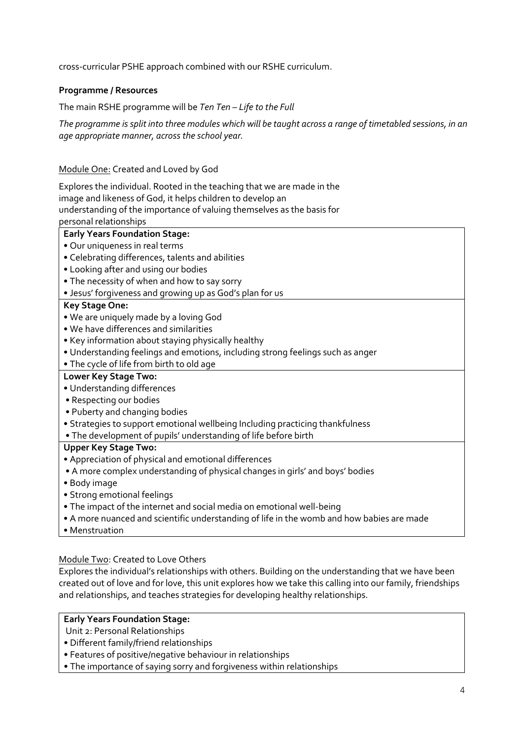cross-curricular PSHE approach combined with our RSHE curriculum.

**Programme / Resources**

The main RSHE programme will be *Ten Ten – Life to the Full*

*The programme is split into three modules which will be taught across a range of timetabled sessions, in an age appropriate manner, across the school year.*

Module One: Created and Loved by God

Explores the individual. Rooted in the teaching that we are made in the image and likeness of God, it helps children to develop an understanding of the importance of valuing themselves as the basis for personal relationships

| **Early Years Foundation Stage:**<br>• Our uniqueness in real terms<br>• Celebrating differences, talents and abilities<br>• Looking after and using our bodies<br>• The necessity of when and how to say sorry<br>• Jesus' forgiveness and growing up as God's plan for us |
|---|
| **Key Stage One:**<br>• We are uniquely made by a loving God<br>• We have differences and similarities<br>• Key information about staying physically healthy<br>• Understanding feelings and emotions, including strong feelings such as anger<br>• The cycle of life from birth to old age |
| **Lower Key Stage Two:**<br>• Understanding differences<br>• Respecting our bodies<br>• Puberty and changing bodies<br>• Strategies to support emotional wellbeing Including practicing thankfulness<br>• The development of pupils' understanding of life before birth |
| **Upper Key Stage Two:**<br>• Appreciation of physical and emotional differences<br>• A more complex understanding of physical changes in girls' and boys' bodies<br>• Body image<br>• Strong emotional feelings<br>• The impact of the internet and social media on emotional well-being<br>• A more nuanced and scientific understanding of life in the womb and how babies are made<br>• Menstruation |

Module Two: Created to Love Others

Explores the individual's relationships with others. Building on the understanding that we have been created out of love and for love, this unit explores how we take this calling into our family, friendships and relationships, and teaches strategies for developing healthy relationships.

| **Early Years Foundation Stage:**<br>Unit 2: Personal Relationships<br>• Different family/friend relationships<br>• Features of positive/negative behaviour in relationships<br>• The importance of saying sorry and forgiveness within relationships |
|---|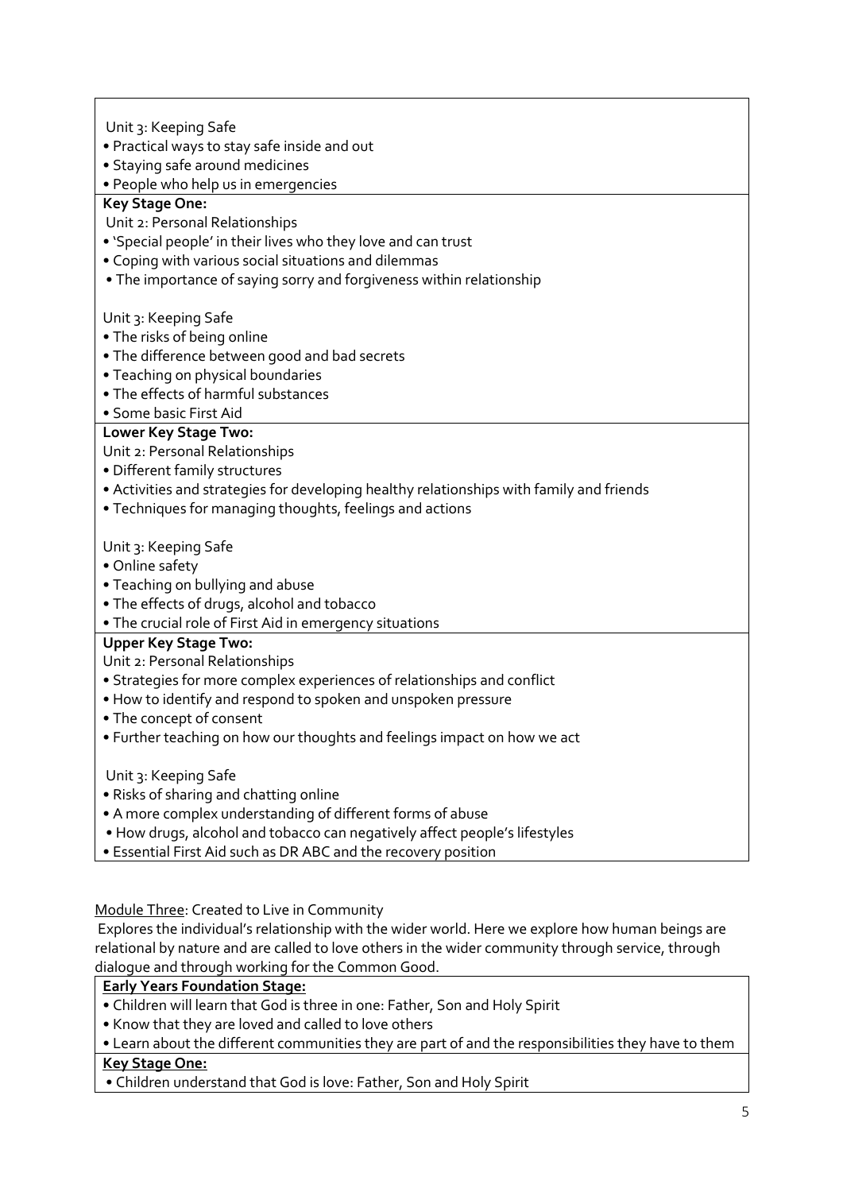Unit 3: Keeping Safe

- Practical ways to stay safe inside and out
- Staying safe around medicines
- People who help us in emergencies

**Key Stage One:**

Unit 2: Personal Relationships

- 'Special people' in their lives who they love and can trust
- Coping with various social situations and dilemmas
- The importance of saying sorry and forgiveness within relationship

Unit 3: Keeping Safe

- The risks of being online
- The difference between good and bad secrets
- Teaching on physical boundaries
- The effects of harmful substances
- Some basic First Aid

**Lower Key Stage Two:**

Unit 2: Personal Relationships

- Different family structures
- Activities and strategies for developing healthy relationships with family and friends
- Techniques for managing thoughts, feelings and actions

Unit 3: Keeping Safe

- Online safety
- Teaching on bullying and abuse
- The effects of drugs, alcohol and tobacco
- The crucial role of First Aid in emergency situations

**Upper Key Stage Two:**

Unit 2: Personal Relationships

- Strategies for more complex experiences of relationships and conflict
- How to identify and respond to spoken and unspoken pressure
- The concept of consent
- Further teaching on how our thoughts and feelings impact on how we act

Unit 3: Keeping Safe

- Risks of sharing and chatting online
- A more complex understanding of different forms of abuse
- How drugs, alcohol and tobacco can negatively affect people's lifestyles
- Essential First Aid such as DR ABC and the recovery position

Module Three: Created to Live in Community

Explores the individual's relationship with the wider world. Here we explore how human beings are relational by nature and are called to love others in the wider community through service, through dialogue and through working for the Common Good.

**Early Years Foundation Stage:**

- Children will learn that God is three in one: Father, Son and Holy Spirit
- Know that they are loved and called to love others
- Learn about the different communities they are part of and the responsibilities they have to them

**Key Stage One:**

- Children understand that God is love: Father, Son and Holy Spirit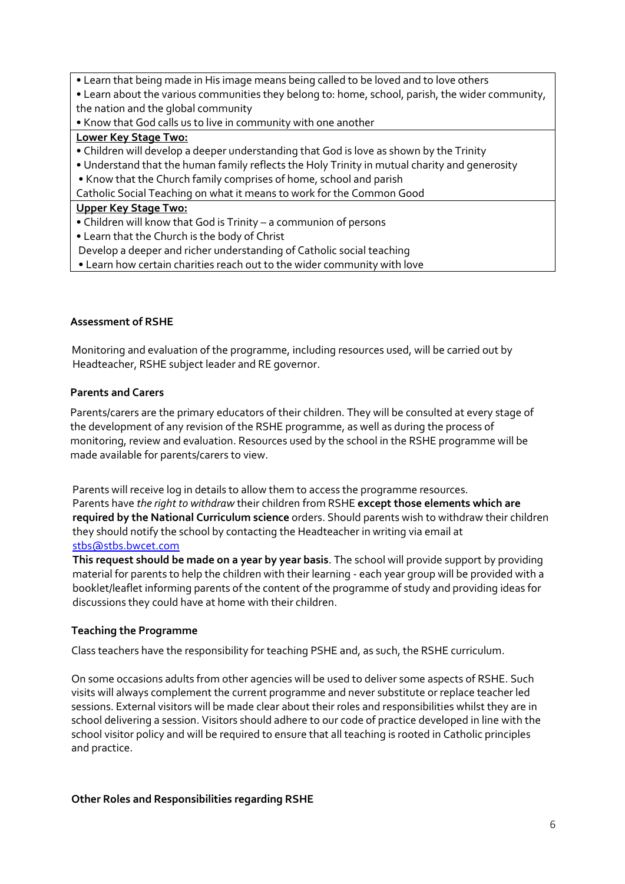| • Learn that being made in His image means being called to be loved and to love others<br>• Learn about the various communities they belong to: home, school, parish, the wider community, the nation and the global community<br>• Know that God calls us to live in community with one another |
|---|
| **Lower Key Stage Two:**<br>• Children will develop a deeper understanding that God is love as shown by the Trinity<br>• Understand that the human family reflects the Holy Trinity in mutual charity and generosity<br>• Know that the Church family comprises of home, school and parish<br>Catholic Social Teaching on what it means to work for the Common Good |
| **Upper Key Stage Two:**<br>• Children will know that God is Trinity – a communion of persons<br>• Learn that the Church is the body of Christ<br>Develop a deeper and richer understanding of Catholic social teaching<br>• Learn how certain charities reach out to the wider community with love |

**Assessment of RSHE**

Monitoring and evaluation of the programme, including resources used, will be carried out by Headteacher, RSHE subject leader and RE governor.

**Parents and Carers**

Parents/carers are the primary educators of their children. They will be consulted at every stage of the development of any revision of the RSHE programme, as well as during the process of monitoring, review and evaluation. Resources used by the school in the RSHE programme will be made available for parents/carers to view.

Parents will receive log in details to allow them to access the programme resources.
Parents have *the right to withdraw* their children from RSHE **except those elements which are required by the National Curriculum science** orders. Should parents wish to withdraw their children they should notify the school by contacting the Headteacher in writing via email at [stbs@stbs.bwcet.com](mailto:stbs@stbs.bwcet.com)
**This request should be made on a year by year basis**. The school will provide support by providing material for parents to help the children with their learning - each year group will be provided with a booklet/leaflet informing parents of the content of the programme of study and providing ideas for discussions they could have at home with their children.

**Teaching the Programme**

Class teachers have the responsibility for teaching PSHE and, as such, the RSHE curriculum.

On some occasions adults from other agencies will be used to deliver some aspects of RSHE. Such visits will always complement the current programme and never substitute or replace teacher led sessions. External visitors will be made clear about their roles and responsibilities whilst they are in school delivering a session. Visitors should adhere to our code of practice developed in line with the school visitor policy and will be required to ensure that all teaching is rooted in Catholic principles and practice.

**Other Roles and Responsibilities regarding RSHE**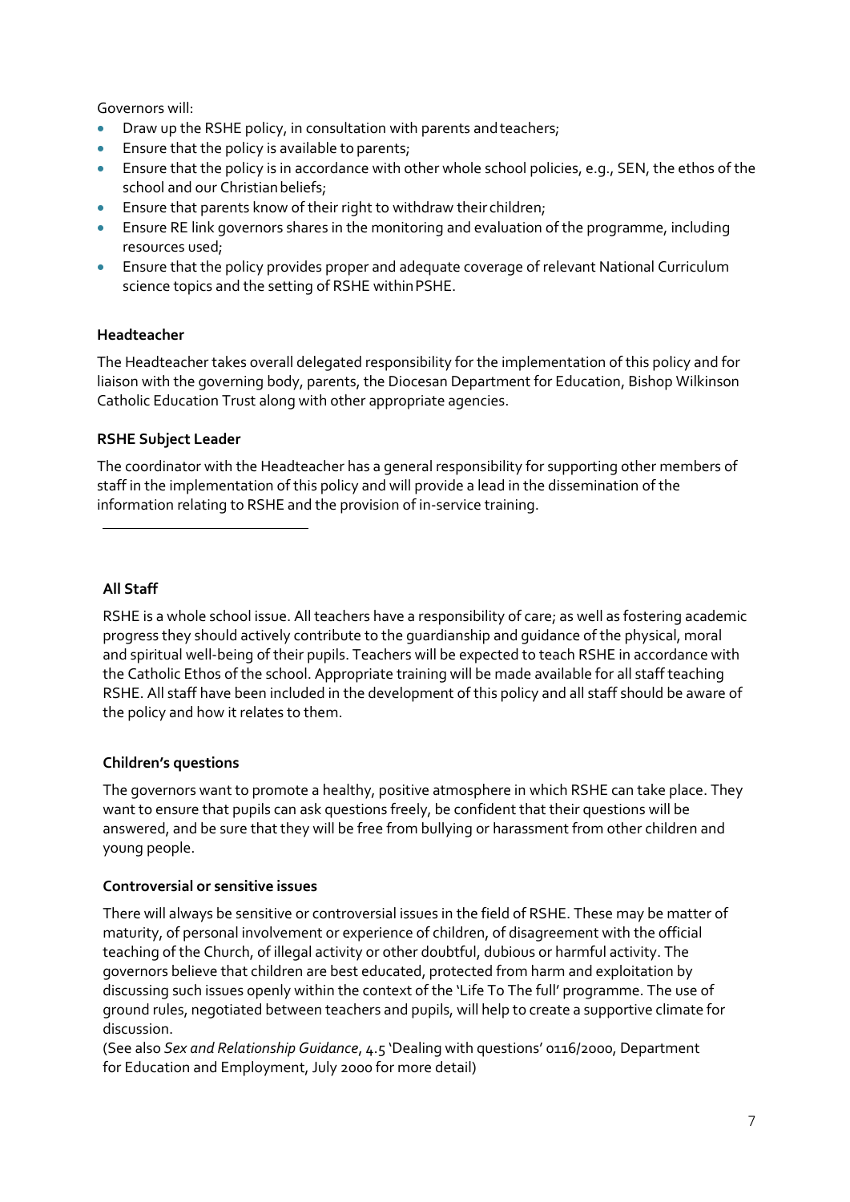Governors will:

- Draw up the RSHE policy, in consultation with parents and teachers;
- Ensure that the policy is available to parents;
- Ensure that the policy is in accordance with other whole school policies, e.g., SEN, the ethos of the school and our Christian beliefs;
- Ensure that parents know of their right to withdraw their children;
- Ensure RE link governors shares in the monitoring and evaluation of the programme, including resources used;
- Ensure that the policy provides proper and adequate coverage of relevant National Curriculum science topics and the setting of RSHE within PSHE.

**Headteacher**

The Headteacher takes overall delegated responsibility for the implementation of this policy and for liaison with the governing body, parents, the Diocesan Department for Education, Bishop Wilkinson Catholic Education Trust along with other appropriate agencies.

**RSHE Subject Leader**

The coordinator with the Headteacher has a general responsibility for supporting other members of staff in the implementation of this policy and will provide a lead in the dissemination of the information relating to RSHE and the provision of in-service training.

---

**All Staff**

RSHE is a whole school issue. All teachers have a responsibility of care; as well as fostering academic progress they should actively contribute to the guardianship and guidance of the physical, moral and spiritual well-being of their pupils. Teachers will be expected to teach RSHE in accordance with the Catholic Ethos of the school. Appropriate training will be made available for all staff teaching RSHE. All staff have been included in the development of this policy and all staff should be aware of the policy and how it relates to them.

**Children's questions**

The governors want to promote a healthy, positive atmosphere in which RSHE can take place. They want to ensure that pupils can ask questions freely, be confident that their questions will be answered, and be sure that they will be free from bullying or harassment from other children and young people.

**Controversial or sensitive issues**

There will always be sensitive or controversial issues in the field of RSHE. These may be matter of maturity, of personal involvement or experience of children, of disagreement with the official teaching of the Church, of illegal activity or other doubtful, dubious or harmful activity. The governors believe that children are best educated, protected from harm and exploitation by discussing such issues openly within the context of the 'Life To The full' programme. The use of ground rules, negotiated between teachers and pupils, will help to create a supportive climate for discussion.

(See also *Sex and Relationship Guidance*, 4.5 'Dealing with questions' 0116/2000, Department for Education and Employment, July 2000 for more detail)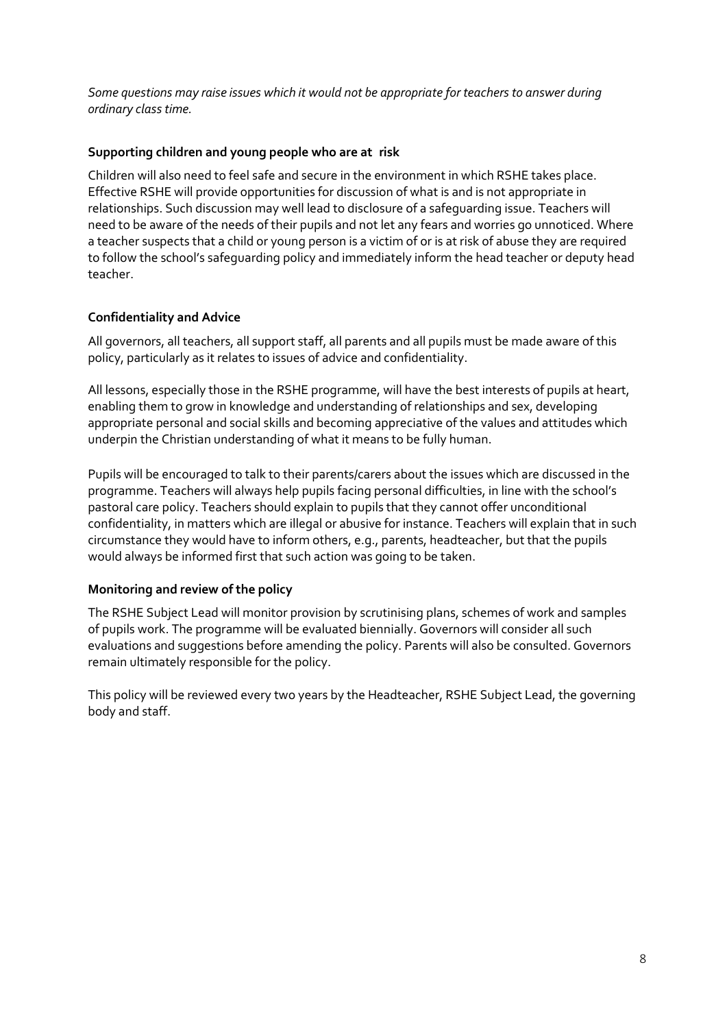*Some questions may raise issues which it would not be appropriate for teachers to answer during ordinary class time.*

**Supporting children and young people who are at risk**

Children will also need to feel safe and secure in the environment in which RSHE takes place. Effective RSHE will provide opportunities for discussion of what is and is not appropriate in relationships. Such discussion may well lead to disclosure of a safeguarding issue. Teachers will need to be aware of the needs of their pupils and not let any fears and worries go unnoticed. Where a teacher suspects that a child or young person is a victim of or is at risk of abuse they are required to follow the school's safeguarding policy and immediately inform the head teacher or deputy head teacher.

**Confidentiality and Advice**

All governors, all teachers, all support staff, all parents and all pupils must be made aware of this policy, particularly as it relates to issues of advice and confidentiality.

All lessons, especially those in the RSHE programme, will have the best interests of pupils at heart, enabling them to grow in knowledge and understanding of relationships and sex, developing appropriate personal and social skills and becoming appreciative of the values and attitudes which underpin the Christian understanding of what it means to be fully human.

Pupils will be encouraged to talk to their parents/carers about the issues which are discussed in the programme. Teachers will always help pupils facing personal difficulties, in line with the school's pastoral care policy. Teachers should explain to pupils that they cannot offer unconditional confidentiality, in matters which are illegal or abusive for instance. Teachers will explain that in such circumstance they would have to inform others, e.g., parents, headteacher, but that the pupils would always be informed first that such action was going to be taken.

**Monitoring and review of the policy**

The RSHE Subject Lead will monitor provision by scrutinising plans, schemes of work and samples of pupils work. The programme will be evaluated biennially. Governors will consider all such evaluations and suggestions before amending the policy. Parents will also be consulted. Governors remain ultimately responsible for the policy.

This policy will be reviewed every two years by the Headteacher, RSHE Subject Lead, the governing body and staff.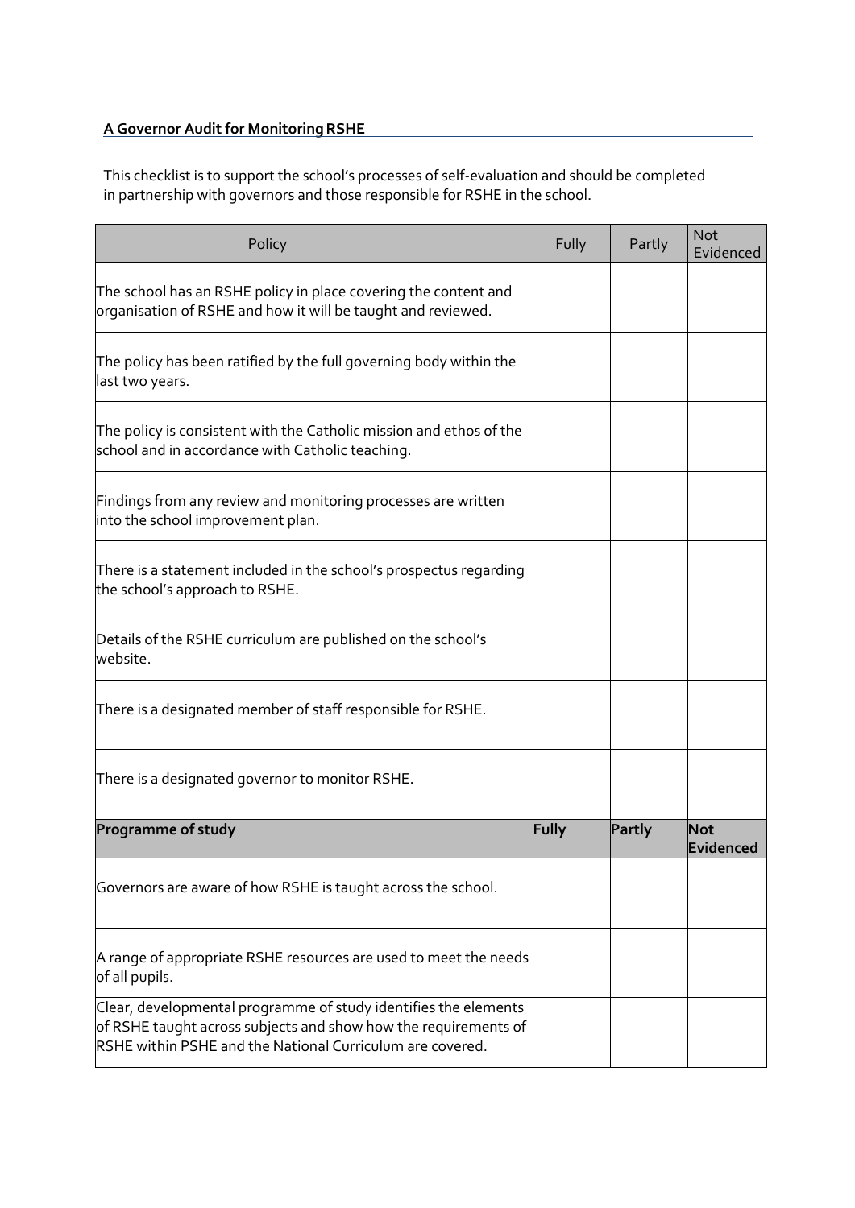**A Governor Audit for Monitoring RSHE**

This checklist is to support the school's processes of self-evaluation and should be completed in partnership with governors and those responsible for RSHE in the school.

| Policy | Fully | Partly | Not Evidenced |
|---|---|---|---|
| The school has an RSHE policy in place covering the content and organisation of RSHE and how it will be taught and reviewed. | | | |
| The policy has been ratified by the full governing body within the last two years. | | | |
| The policy is consistent with the Catholic mission and ethos of the school and in accordance with Catholic teaching. | | | |
| Findings from any review and monitoring processes are written into the school improvement plan. | | | |
| There is a statement included in the school's prospectus regarding the school's approach to RSHE. | | | |
| Details of the RSHE curriculum are published on the school's website. | | | |
| There is a designated member of staff responsible for RSHE. | | | |
| There is a designated governor to monitor RSHE. | | | |
| **Programme of study** | **Fully** | **Partly** | **Not Evidenced** |
| Governors are aware of how RSHE is taught across the school. | | | |
| A range of appropriate RSHE resources are used to meet the needs of all pupils. | | | |
| Clear, developmental programme of study identifies the elements of RSHE taught across subjects and show how the requirements of RSHE within PSHE and the National Curriculum are covered. | | | |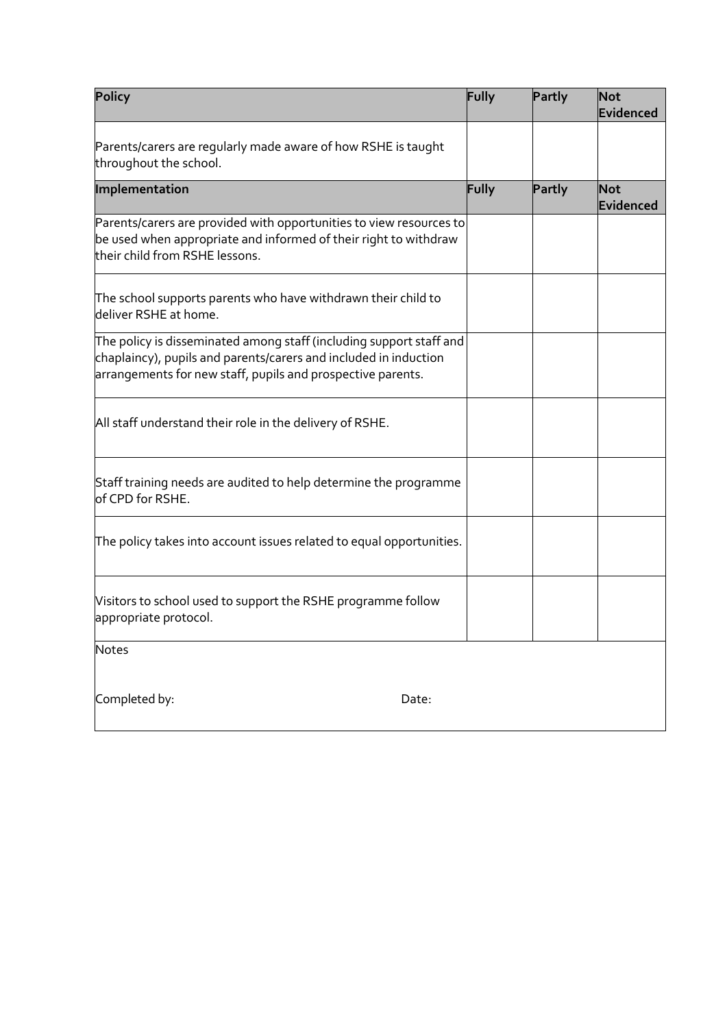| Policy | Fully | Partly | Not Evidenced |
|---|---|---|---|
| Parents/carers are regularly made aware of how RSHE is taught throughout the school. | | | |
| **Implementation** | **Fully** | **Partly** | **Not Evidenced** |
| Parents/carers are provided with opportunities to view resources to be used when appropriate and informed of their right to withdraw their child from RSHE lessons. | | | |
| The school supports parents who have withdrawn their child to deliver RSHE at home. | | | |
| The policy is disseminated among staff (including support staff and chaplaincy), pupils and parents/carers and included in induction arrangements for new staff, pupils and prospective parents. | | | |
| All staff understand their role in the delivery of RSHE. | | | |
| Staff training needs are audited to help determine the programme of CPD for RSHE. | | | |
| The policy takes into account issues related to equal opportunities. | | | |
| Visitors to school used to support the RSHE programme follow appropriate protocol. | | | |

Notes

Completed by: Date: